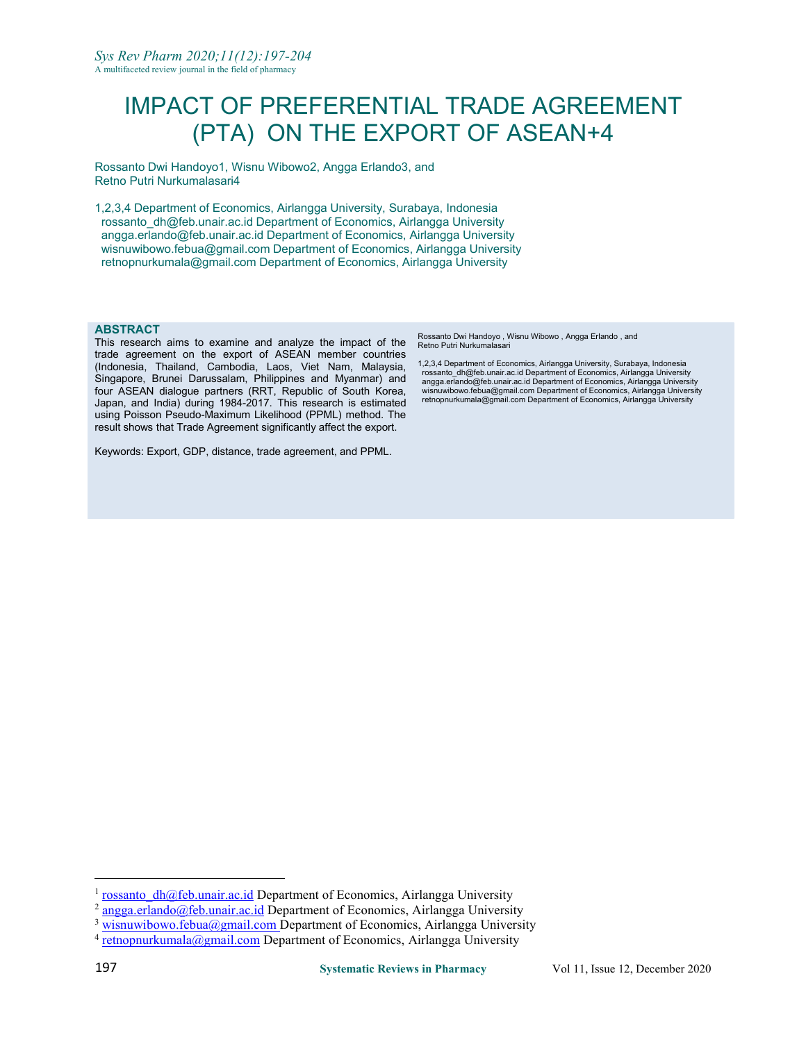# IMPACT OF PREFERENTIAL TRADE AGREEMENT (PTA) ON THE EXPORT OF ASEAN+4

Rossanto Dwi Handoyo1, Wisnu Wibowo2, Angga Erlando3, and Retno Putri Nurkumalasari4

1,2,3,4 Department of Economics, Airlangga University, Surabaya, Indonesia
rossanto_dh@feb.unair.ac.id Department of Economics, Airlangga University
angga.erlando@feb.unair.ac.id Department of Economics, Airlangga University
wisnuwibowo.febua@gmail.com Department of Economics, Airlangga University
retnopnurkumala@gmail.com Department of Economics, Airlangga University

## ABSTRACT

This research aims to examine and analyze the impact of the trade agreement on the export of ASEAN member countries (Indonesia, Thailand, Cambodia, Laos, Viet Nam, Malaysia, Singapore, Brunei Darussalam, Philippines and Myanmar) and four ASEAN dialogue partners (RRT, Republic of South Korea, Japan, and India) during 1984-2017. This research is estimated using Poisson Pseudo-Maximum Likelihood (PPML) method. The result shows that Trade Agreement significantly affect the export.

Keywords: Export, GDP, distance, trade agreement, and PPML.

Rossanto Dwi Handoyo , Wisnu Wibowo , Angga Erlando , and Retno Putri Nurkumalasari

1,2,3,4 Department of Economics, Airlangga University, Surabaya, Indonesia
rossanto_dh@feb.unair.ac.id Department of Economics, Airlangga University
angga.erlando@feb.unair.ac.id Department of Economics, Airlangga University
wisnuwibowo.febua@gmail.com Department of Economics, Airlangga University
retnopnurkumala@gmail.com Department of Economics, Airlangga University

---

[1] rossanto_dh@feb.unair.ac.id Department of Economics, Airlangga University
[2] angga.erlando@feb.unair.ac.id Department of Economics, Airlangga University
[3] wisnuwibowo.febua@gmail.com Department of Economics, Airlangga University
[4] retnopnurkumala@gmail.com Department of Economics, Airlangga University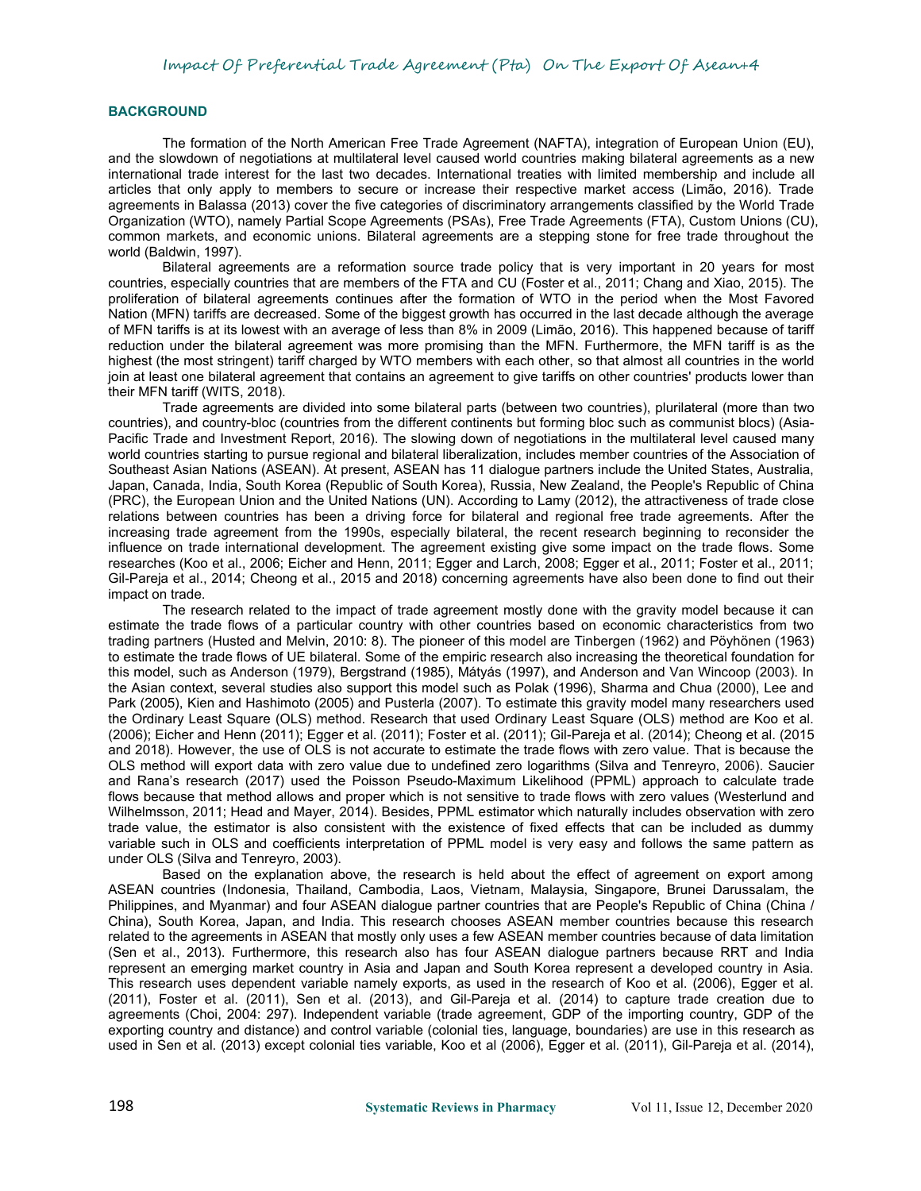## BACKGROUND

The formation of the North American Free Trade Agreement (NAFTA), integration of European Union (EU), and the slowdown of negotiations at multilateral level caused world countries making bilateral agreements as a new international trade interest for the last two decades. International treaties with limited membership and include all articles that only apply to members to secure or increase their respective market access (Limão, 2016). Trade agreements in Balassa (2013) cover the five categories of discriminatory arrangements classified by the World Trade Organization (WTO), namely Partial Scope Agreements (PSAs), Free Trade Agreements (FTA), Custom Unions (CU), common markets, and economic unions. Bilateral agreements are a stepping stone for free trade throughout the world (Baldwin, 1997).

Bilateral agreements are a reformation source trade policy that is very important in 20 years for most countries, especially countries that are members of the FTA and CU (Foster et al., 2011; Chang and Xiao, 2015). The proliferation of bilateral agreements continues after the formation of WTO in the period when the Most Favored Nation (MFN) tariffs are decreased. Some of the biggest growth has occurred in the last decade although the average of MFN tariffs is at its lowest with an average of less than 8% in 2009 (Limão, 2016). This happened because of tariff reduction under the bilateral agreement was more promising than the MFN. Furthermore, the MFN tariff is as the highest (the most stringent) tariff charged by WTO members with each other, so that almost all countries in the world join at least one bilateral agreement that contains an agreement to give tariffs on other countries' products lower than their MFN tariff (WITS, 2018).

Trade agreements are divided into some bilateral parts (between two countries), plurilateral (more than two countries), and country-bloc (countries from the different continents but forming bloc such as communist blocs) (Asia-Pacific Trade and Investment Report, 2016). The slowing down of negotiations in the multilateral level caused many world countries starting to pursue regional and bilateral liberalization, includes member countries of the Association of Southeast Asian Nations (ASEAN). At present, ASEAN has 11 dialogue partners include the United States, Australia, Japan, Canada, India, South Korea (Republic of South Korea), Russia, New Zealand, the People's Republic of China (PRC), the European Union and the United Nations (UN). According to Lamy (2012), the attractiveness of trade close relations between countries has been a driving force for bilateral and regional free trade agreements. After the increasing trade agreement from the 1990s, especially bilateral, the recent research beginning to reconsider the influence on trade international development. The agreement existing give some impact on the trade flows. Some researches (Koo et al., 2006; Eicher and Henn, 2011; Egger and Larch, 2008; Egger et al., 2011; Foster et al., 2011; Gil-Pareja et al., 2014; Cheong et al., 2015 and 2018) concerning agreements have also been done to find out their impact on trade.

The research related to the impact of trade agreement mostly done with the gravity model because it can estimate the trade flows of a particular country with other countries based on economic characteristics from two trading partners (Husted and Melvin, 2010: 8). The pioneer of this model are Tinbergen (1962) and Pöyhönen (1963) to estimate the trade flows of UE bilateral. Some of the empiric research also increasing the theoretical foundation for this model, such as Anderson (1979), Bergstrand (1985), Mátyás (1997), and Anderson and Van Wincoop (2003). In the Asian context, several studies also support this model such as Polak (1996), Sharma and Chua (2000), Lee and Park (2005), Kien and Hashimoto (2005) and Pusterla (2007). To estimate this gravity model many researchers used the Ordinary Least Square (OLS) method. Research that used Ordinary Least Square (OLS) method are Koo et al. (2006); Eicher and Henn (2011); Egger et al. (2011); Foster et al. (2011); Gil-Pareja et al. (2014); Cheong et al. (2015 and 2018). However, the use of OLS is not accurate to estimate the trade flows with zero value. That is because the OLS method will export data with zero value due to undefined zero logarithms (Silva and Tenreyro, 2006). Saucier and Rana's research (2017) used the Poisson Pseudo-Maximum Likelihood (PPML) approach to calculate trade flows because that method allows and proper which is not sensitive to trade flows with zero values (Westerlund and Wilhelmsson, 2011; Head and Mayer, 2014). Besides, PPML estimator which naturally includes observation with zero trade value, the estimator is also consistent with the existence of fixed effects that can be included as dummy variable such in OLS and coefficients interpretation of PPML model is very easy and follows the same pattern as under OLS (Silva and Tenreyro, 2003).

Based on the explanation above, the research is held about the effect of agreement on export among ASEAN countries (Indonesia, Thailand, Cambodia, Laos, Vietnam, Malaysia, Singapore, Brunei Darussalam, the Philippines, and Myanmar) and four ASEAN dialogue partner countries that are People's Republic of China (China / China), South Korea, Japan, and India. This research chooses ASEAN member countries because this research related to the agreements in ASEAN that mostly only uses a few ASEAN member countries because of data limitation (Sen et al., 2013). Furthermore, this research also has four ASEAN dialogue partners because RRT and India represent an emerging market country in Asia and Japan and South Korea represent a developed country in Asia. This research uses dependent variable namely exports, as used in the research of Koo et al. (2006), Egger et al. (2011), Foster et al. (2011), Sen et al. (2013), and Gil-Pareja et al. (2014) to capture trade creation due to agreements (Choi, 2004: 297). Independent variable (trade agreement, GDP of the importing country, GDP of the exporting country and distance) and control variable (colonial ties, language, boundaries) are use in this research as used in Sen et al. (2013) except colonial ties variable, Koo et al (2006), Egger et al. (2011), Gil-Pareja et al. (2014),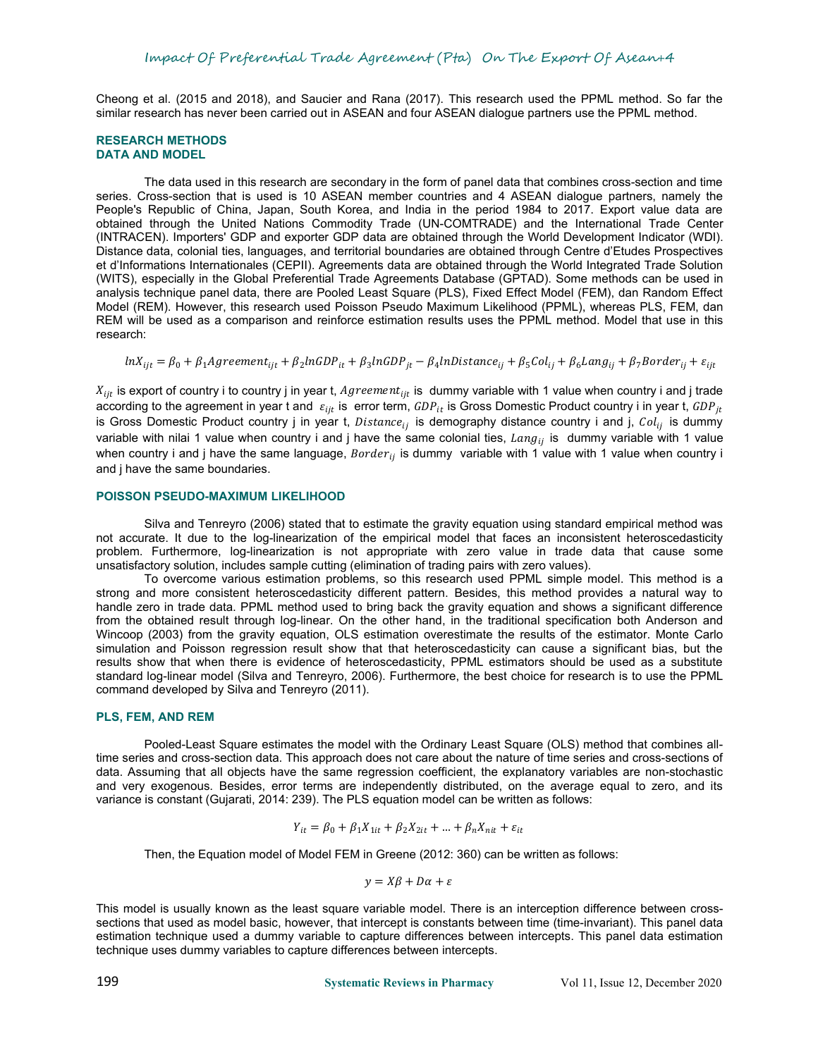Cheong et al. (2015 and 2018), and Saucier and Rana (2017). This research used the PPML method. So far the similar research has never been carried out in ASEAN and four ASEAN dialogue partners use the PPML method.

## RESEARCH METHODS

### DATA AND MODEL

The data used in this research are secondary in the form of panel data that combines cross-section and time series. Cross-section that is used is 10 ASEAN member countries and 4 ASEAN dialogue partners, namely the People's Republic of China, Japan, South Korea, and India in the period 1984 to 2017. Export value data are obtained through the United Nations Commodity Trade (UN-COMTRADE) and the International Trade Center (INTRACEN). Importers' GDP and exporter GDP data are obtained through the World Development Indicator (WDI). Distance data, colonial ties, languages, and territorial boundaries are obtained through Centre d'Etudes Prospectives et d'Informations Internationales (CEPII). Agreements data are obtained through the World Integrated Trade Solution (WITS), especially in the Global Preferential Trade Agreements Database (GPTAD). Some methods can be used in analysis technique panel data, there are Pooled Least Square (PLS), Fixed Effect Model (FEM), dan Random Effect Model (REM). However, this research used Poisson Pseudo Maximum Likelihood (PPML), whereas PLS, FEM, dan REM will be used as a comparison and reinforce estimation results uses the PPML method. Model that use in this research:

$$lnX_{ijt} = \beta_0 + \beta_1 Agreement_{ijt} + \beta_2 lnGDP_{it} + \beta_3 lnGDP_{jt} - \beta_4 lnDistance_{ij} + \beta_5 Col_{ij} + \beta_6 Lang_{ij} + \beta_7 Border_{ij} + \varepsilon_{ijt}$$

$X_{ijt}$ is export of country i to country j in year t, $Agreement_{ijt}$ is dummy variable with 1 value when country i and j trade according to the agreement in year t and $\varepsilon_{ijt}$ is error term, $GDP_{it}$ is Gross Domestic Product country i in year t, $GDP_{jt}$ is Gross Domestic Product country j in year t, $Distance_{ij}$ is demography distance country i and j, $Col_{ij}$ is dummy variable with nilai 1 value when country i and j have the same colonial ties, $Lang_{ij}$ is dummy variable with 1 value when country i and j have the same language, $Border_{ij}$ is dummy variable with 1 value with 1 value when country i and j have the same boundaries.

### POISSON PSEUDO-MAXIMUM LIKELIHOOD

Silva and Tenreyro (2006) stated that to estimate the gravity equation using standard empirical method was not accurate. It due to the log-linearization of the empirical model that faces an inconsistent heteroscedasticity problem. Furthermore, log-linearization is not appropriate with zero value in trade data that cause some unsatisfactory solution, includes sample cutting (elimination of trading pairs with zero values).

To overcome various estimation problems, so this research used PPML simple model. This method is a strong and more consistent heteroscedasticity different pattern. Besides, this method provides a natural way to handle zero in trade data. PPML method used to bring back the gravity equation and shows a significant difference from the obtained result through log-linear. On the other hand, in the traditional specification both Anderson and Wincoop (2003) from the gravity equation, OLS estimation overestimate the results of the estimator. Monte Carlo simulation and Poisson regression result show that that heteroscedasticity can cause a significant bias, but the results show that when there is evidence of heteroscedasticity, PPML estimators should be used as a substitute standard log-linear model (Silva and Tenreyro, 2006). Furthermore, the best choice for research is to use the PPML command developed by Silva and Tenreyro (2011).

### PLS, FEM, AND REM

Pooled-Least Square estimates the model with the Ordinary Least Square (OLS) method that combines all-time series and cross-section data. This approach does not care about the nature of time series and cross-sections of data. Assuming that all objects have the same regression coefficient, the explanatory variables are non-stochastic and very exogenous. Besides, error terms are independently distributed, on the average equal to zero, and its variance is constant (Gujarati, 2014: 239). The PLS equation model can be written as follows:

$$Y_{it} = \beta_0 + \beta_1 X_{1it} + \beta_2 X_{2it} + \ldots + \beta_n X_{nit} + \varepsilon_{it}$$

Then, the Equation model of Model FEM in Greene (2012: 360) can be written as follows:

$$y = X\beta + D\alpha + \varepsilon$$

This model is usually known as the least square variable model. There is an interception difference between cross-sections that used as model basic, however, that intercept is constants between time (time-invariant). This panel data estimation technique used a dummy variable to capture differences between intercepts. This panel data estimation technique uses dummy variables to capture differences between intercepts.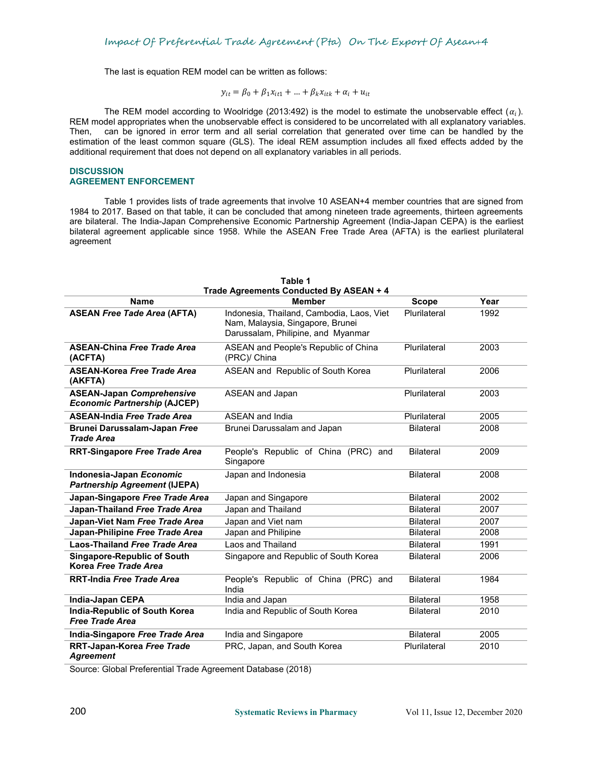The last is equation REM model can be written as follows:

$$y_{it} = \beta_0 + \beta_1 x_{it1} + \ldots + \beta_k x_{itk} + \alpha_i + u_{it}$$

The REM model according to Woolridge (2013:492) is the model to estimate the unobservable effect ($\alpha_i$). REM model appropriates when the unobservable effect is considered to be uncorrelated with all explanatory variables. Then, can be ignored in error term and all serial correlation that generated over time can be handled by the estimation of the least common square (GLS). The ideal REM assumption includes all fixed effects added by the additional requirement that does not depend on all explanatory variables in all periods.

## DISCUSSION

### AGREEMENT ENFORCEMENT

Table 1 provides lists of trade agreements that involve 10 ASEAN+4 member countries that are signed from 1984 to 2017. Based on that table, it can be concluded that among nineteen trade agreements, thirteen agreements are bilateral. The India-Japan Comprehensive Economic Partnership Agreement (India-Japan CEPA) is the earliest bilateral agreement applicable since 1958. While the ASEAN Free Trade Area (AFTA) is the earliest plurilateral agreement

**Table 1**
**Trade Agreements Conducted By ASEAN + 4**

| Name | Member | Scope | Year |
|---|---|---|---|
| **ASEAN *Free Tade Area* (AFTA)** | Indonesia, Thailand, Cambodia, Laos, Viet Nam, Malaysia, Singapore, Brunei Darussalam, Philipine, and Myanmar | Plurilateral | 1992 |
| **ASEAN-China *Free Trade Area* (ACFTA)** | ASEAN and People's Republic of China (PRC)/ China | Plurilateral | 2003 |
| **ASEAN-Korea *Free Trade Area* (AKFTA)** | ASEAN and Republic of South Korea | Plurilateral | 2006 |
| **ASEAN-Japan *Comprehensive Economic Partnership* (AJCEP)** | ASEAN and Japan | Plurilateral | 2003 |
| **ASEAN-India *Free Trade Area*** | ASEAN and India | Plurilateral | 2005 |
| **Brunei Darussalam-Japan *Free Trade Area*** | Brunei Darussalam and Japan | Bilateral | 2008 |
| **RRT-Singapore *Free Trade Area*** | People's Republic of China (PRC) and Singapore | Bilateral | 2009 |
| **Indonesia-Japan *Economic Partnership Agreement* (IJEPA)** | Japan and Indonesia | Bilateral | 2008 |
| **Japan-Singapore *Free Trade Area*** | Japan and Singapore | Bilateral | 2002 |
| **Japan-Thailand *Free Trade Area*** | Japan and Thailand | Bilateral | 2007 |
| **Japan-Viet Nam *Free Trade Area*** | Japan and Viet nam | Bilateral | 2007 |
| **Japan-Philipine *Free Trade Area*** | Japan and Philipine | Bilateral | 2008 |
| **Laos-Thailand *Free Trade Area*** | Laos and Thailand | Bilateral | 1991 |
| **Singapore-Republic of South Korea *Free Trade Area*** | Singapore and Republic of South Korea | Bilateral | 2006 |
| **RRT-India *Free Trade Area*** | People's Republic of China (PRC) and India | Bilateral | 1984 |
| **India-Japan CEPA** | India and Japan | Bilateral | 1958 |
| **India-Republic of South Korea *Free Trade Area*** | India and Republic of South Korea | Bilateral | 2010 |
| **India-Singapore *Free Trade Area*** | India and Singapore | Bilateral | 2005 |
| **RRT-Japan-Korea *Free Trade Agreement*** | PRC, Japan, and South Korea | Plurilateral | 2010 |

Source: Global Preferential Trade Agreement Database (2018)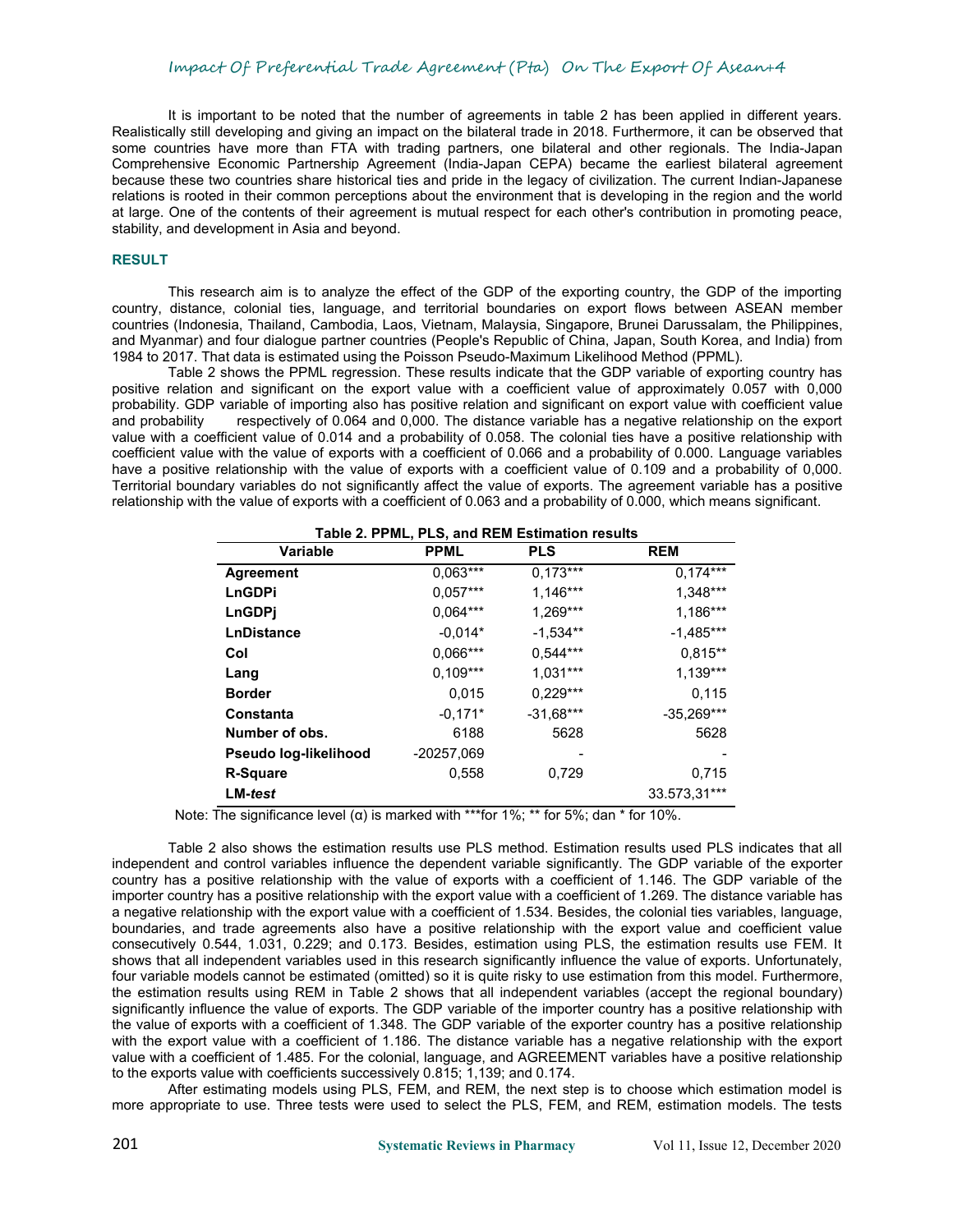It is important to be noted that the number of agreements in table 2 has been applied in different years. Realistically still developing and giving an impact on the bilateral trade in 2018. Furthermore, it can be observed that some countries have more than FTA with trading partners, one bilateral and other regionals. The India-Japan Comprehensive Economic Partnership Agreement (India-Japan CEPA) became the earliest bilateral agreement because these two countries share historical ties and pride in the legacy of civilization. The current Indian-Japanese relations is rooted in their common perceptions about the environment that is developing in the region and the world at large. One of the contents of their agreement is mutual respect for each other's contribution in promoting peace, stability, and development in Asia and beyond.

## RESULT

This research aim is to analyze the effect of the GDP of the exporting country, the GDP of the importing country, distance, colonial ties, language, and territorial boundaries on export flows between ASEAN member countries (Indonesia, Thailand, Cambodia, Laos, Vietnam, Malaysia, Singapore, Brunei Darussalam, the Philippines, and Myanmar) and four dialogue partner countries (People's Republic of China, Japan, South Korea, and India) from 1984 to 2017. That data is estimated using the Poisson Pseudo-Maximum Likelihood Method (PPML).

Table 2 shows the PPML regression. These results indicate that the GDP variable of exporting country has positive relation and significant on the export value with a coefficient value of approximately 0.057 with 0,000 probability. GDP variable of importing also has positive relation and significant on export value with coefficient value and probability respectively of 0.064 and 0,000. The distance variable has a negative relationship on the export value with a coefficient value of 0.014 and a probability of 0.058. The colonial ties have a positive relationship with coefficient value with the value of exports with a coefficient of 0.066 and a probability of 0.000. Language variables have a positive relationship with the value of exports with a coefficient value of 0.109 and a probability of 0,000. Territorial boundary variables do not significantly affect the value of exports. The agreement variable has a positive relationship with the value of exports with a coefficient of 0.063 and a probability of 0.000, which means significant.

**Table 2. PPML, PLS, and REM Estimation results**

| Variable | PPML | PLS | REM |
|---|---|---|---|
| **Agreement** | 0,063*** | 0,173*** | 0,174*** |
| **LnGDPi** | 0,057*** | 1,146*** | 1,348*** |
| **LnGDPj** | 0,064*** | 1,269*** | 1,186*** |
| **LnDistance** | -0,014* | -1,534** | -1,485*** |
| **Col** | 0,066*** | 0,544*** | 0,815** |
| **Lang** | 0,109*** | 1,031*** | 1,139*** |
| **Border** | 0,015 | 0,229*** | 0,115 |
| **Constanta** | -0,171* | -31,68*** | -35,269*** |
| **Number of obs.** | 6188 | 5628 | 5628 |
| **Pseudo log-likelihood** | -20257,069 | - | - |
| **R-Square** | 0,558 | 0,729 | 0,715 |
| **LM-*test*** | | | 33.573,31*** |

Note: The significance level (α) is marked with ***for 1%; ** for 5%; dan * for 10%.

Table 2 also shows the estimation results use PLS method. Estimation results used PLS indicates that all independent and control variables influence the dependent variable significantly. The GDP variable of the exporter country has a positive relationship with the value of exports with a coefficient of 1.146. The GDP variable of the importer country has a positive relationship with the export value with a coefficient of 1.269. The distance variable has a negative relationship with the export value with a coefficient of 1.534. Besides, the colonial ties variables, language, boundaries, and trade agreements also have a positive relationship with the export value and coefficient value consecutively 0.544, 1.031, 0.229; and 0.173. Besides, estimation using PLS, the estimation results use FEM. It shows that all independent variables used in this research significantly influence the value of exports. Unfortunately, four variable models cannot be estimated (omitted) so it is quite risky to use estimation from this model. Furthermore, the estimation results using REM in Table 2 shows that all independent variables (accept the regional boundary) significantly influence the value of exports. The GDP variable of the importer country has a positive relationship with the value of exports with a coefficient of 1.348. The GDP variable of the exporter country has a positive relationship with the export value with a coefficient of 1.186. The distance variable has a negative relationship with the export value with a coefficient of 1.485. For the colonial, language, and AGREEMENT variables have a positive relationship to the exports value with coefficients successively 0.815; 1,139; and 0.174.

After estimating models using PLS, FEM, and REM, the next step is to choose which estimation model is more appropriate to use. Three tests were used to select the PLS, FEM, and REM, estimation models. The tests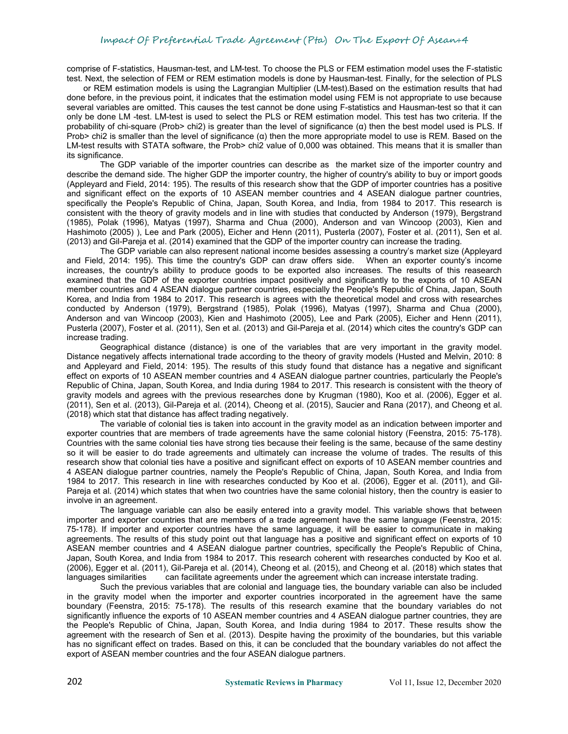comprise of F-statistics, Hausman-test, and LM-test. To choose the PLS or FEM estimation model uses the F-statistic test. Next, the selection of FEM or REM estimation models is done by Hausman-test. Finally, for the selection of PLS or REM estimation models is using the Lagrangian Multiplier (LM-test).Based on the estimation results that had done before, in the previous point, it indicates that the estimation model using FEM is not appropriate to use because several variables are omitted. This causes the test cannot be done using F-statistics and Hausman-test so that it can only be done LM -test. LM-test is used to select the PLS or REM estimation model. This test has two criteria. If the probability of chi-square (Prob> chi2) is greater than the level of significance (α) then the best model used is PLS. If Prob> chi2 is smaller than the level of significance (α) then the more appropriate model to use is REM. Based on the LM-test results with STATA software, the Prob> chi2 value of 0,000 was obtained. This means that it is smaller than its significance.

The GDP variable of the importer countries can describe as the market size of the importer country and describe the demand side. The higher GDP the importer country, the higher of country's ability to buy or import goods (Appleyard and Field, 2014: 195). The results of this research show that the GDP of importer countries has a positive and significant effect on the exports of 10 ASEAN member countries and 4 ASEAN dialogue partner countries, specifically the People's Republic of China, Japan, South Korea, and India, from 1984 to 2017. This research is consistent with the theory of gravity models and in line with studies that conducted by Anderson (1979), Bergstrand (1985), Polak (1996), Matyas (1997), Sharma and Chua (2000), Anderson and van Wincoop (2003), Kien and Hashimoto (2005) ), Lee and Park (2005), Eicher and Henn (2011), Pusterla (2007), Foster et al. (2011), Sen et al. (2013) and Gil-Pareja et al. (2014) examined that the GDP of the importer country can increase the trading.

The GDP variable can also represent national income besides assessing a country's market size (Appleyard and Field, 2014: 195). This time the country's GDP can draw offers side. When an exporter county's income increases, the country's ability to produce goods to be exported also increases. The results of this reasearch examined that the GDP of the exporter countries impact positively and significantly to the exports of 10 ASEAN member countries and 4 ASEAN dialogue partner countries, especially the People's Republic of China, Japan, South Korea, and India from 1984 to 2017. This research is agrees with the theoretical model and cross with researches conducted by Anderson (1979), Bergstrand (1985), Polak (1996), Matyas (1997), Sharma and Chua (2000), Anderson and van Wincoop (2003), Kien and Hashimoto (2005), Lee and Park (2005), Eicher and Henn (2011), Pusterla (2007), Foster et al. (2011), Sen et al. (2013) and Gil-Pareja et al. (2014) which cites the country's GDP can increase trading.

Geographical distance (distance) is one of the variables that are very important in the gravity model. Distance negatively affects international trade according to the theory of gravity models (Husted and Melvin, 2010: 8 and Appleyard and Field, 2014: 195). The results of this study found that distance has a negative and significant effect on exports of 10 ASEAN member countries and 4 ASEAN dialogue partner countries, particularly the People's Republic of China, Japan, South Korea, and India during 1984 to 2017. This research is consistent with the theory of gravity models and agrees with the previous researches done by Krugman (1980), Koo et al. (2006), Egger et al. (2011), Sen et al. (2013), Gil-Pareja et al. (2014), Cheong et al. (2015), Saucier and Rana (2017), and Cheong et al. (2018) which stat that distance has affect trading negatively.

The variable of colonial ties is taken into account in the gravity model as an indication between importer and exporter countries that are members of trade agreements have the same colonial history (Feenstra, 2015: 75-178). Countries with the same colonial ties have strong ties because their feeling is the same, because of the same destiny so it will be easier to do trade agreements and ultimately can increase the volume of trades. The results of this research show that colonial ties have a positive and significant effect on exports of 10 ASEAN member countries and 4 ASEAN dialogue partner countries, namely the People's Republic of China, Japan, South Korea, and India from 1984 to 2017. This research in line with researches conducted by Koo et al. (2006), Egger et al. (2011), and Gil-Pareja et al. (2014) which states that when two countries have the same colonial history, then the country is easier to involve in an agreement.

The language variable can also be easily entered into a gravity model. This variable shows that between importer and exporter countries that are members of a trade agreement have the same language (Feenstra, 2015: 75-178). If importer and exporter countries have the same language, it will be easier to communicate in making agreements. The results of this study point out that language has a positive and significant effect on exports of 10 ASEAN member countries and 4 ASEAN dialogue partner countries, specifically the People's Republic of China, Japan, South Korea, and India from 1984 to 2017. This research coherent with researches conducted by Koo et al. (2006), Egger et al. (2011), Gil-Pareja et al. (2014), Cheong et al. (2015), and Cheong et al. (2018) which states that languages similarities can facilitate agreements under the agreement which can increase interstate trading.

Such the previous variables that are colonial and language ties, the boundary variable can also be included in the gravity model when the importer and exporter countries incorporated in the agreement have the same boundary (Feenstra, 2015: 75-178). The results of this research examine that the boundary variables do not significantly influence the exports of 10 ASEAN member countries and 4 ASEAN dialogue partner countries, they are the People's Republic of China, Japan, South Korea, and India during 1984 to 2017. These results show the agreement with the research of Sen et al. (2013). Despite having the proximity of the boundaries, but this variable has no significant effect on trades. Based on this, it can be concluded that the boundary variables do not affect the export of ASEAN member countries and the four ASEAN dialogue partners.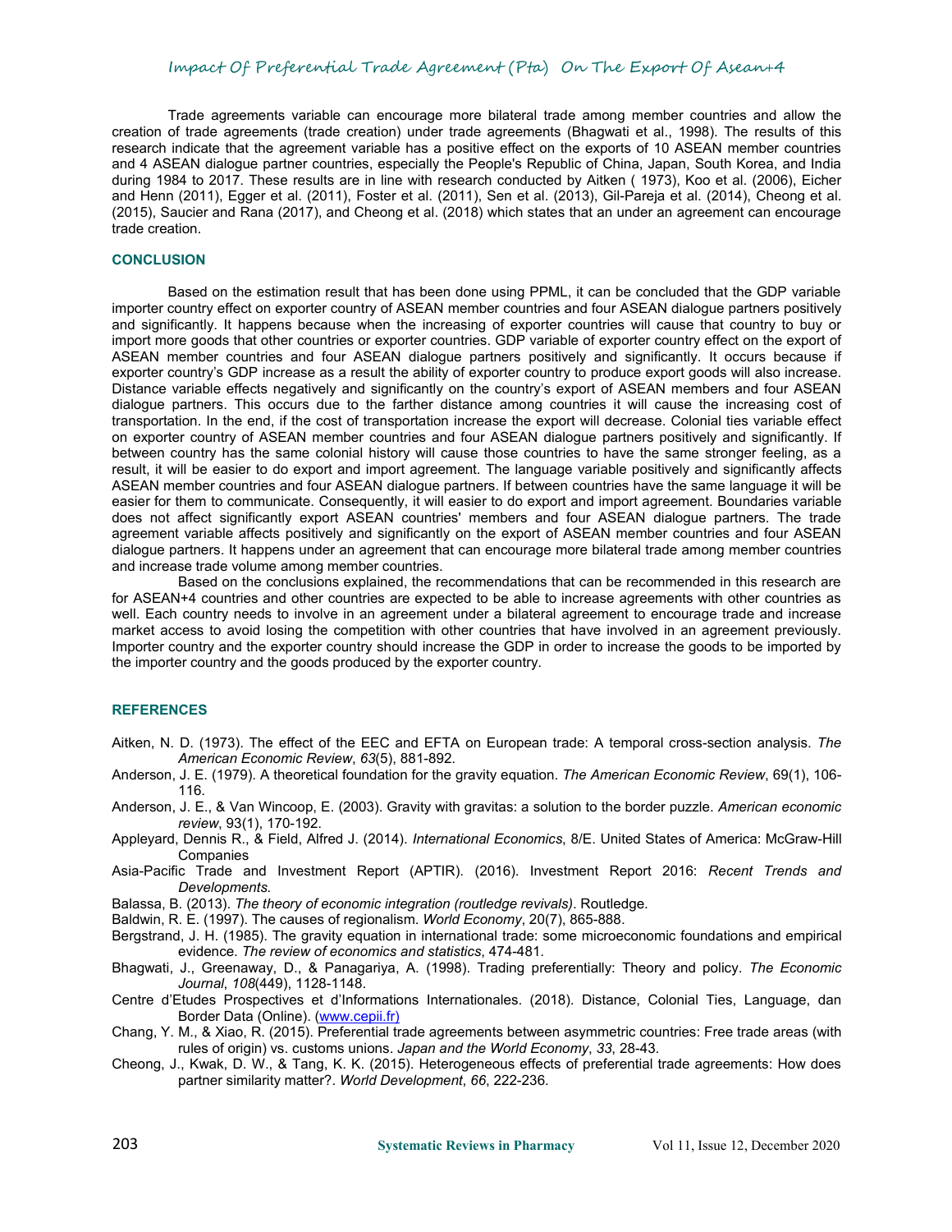Trade agreements variable can encourage more bilateral trade among member countries and allow the creation of trade agreements (trade creation) under trade agreements (Bhagwati et al., 1998). The results of this research indicate that the agreement variable has a positive effect on the exports of 10 ASEAN member countries and 4 ASEAN dialogue partner countries, especially the People's Republic of China, Japan, South Korea, and India during 1984 to 2017. These results are in line with research conducted by Aitken ( 1973), Koo et al. (2006), Eicher and Henn (2011), Egger et al. (2011), Foster et al. (2011), Sen et al. (2013), Gil-Pareja et al. (2014), Cheong et al. (2015), Saucier and Rana (2017), and Cheong et al. (2018) which states that an under an agreement can encourage trade creation.

## CONCLUSION

Based on the estimation result that has been done using PPML, it can be concluded that the GDP variable importer country effect on exporter country of ASEAN member countries and four ASEAN dialogue partners positively and significantly. It happens because when the increasing of exporter countries will cause that country to buy or import more goods that other countries or exporter countries. GDP variable of exporter country effect on the export of ASEAN member countries and four ASEAN dialogue partners positively and significantly. It occurs because if exporter country's GDP increase as a result the ability of exporter country to produce export goods will also increase. Distance variable effects negatively and significantly on the country's export of ASEAN members and four ASEAN dialogue partners. This occurs due to the farther distance among countries it will cause the increasing cost of transportation. In the end, if the cost of transportation increase the export will decrease. Colonial ties variable effect on exporter country of ASEAN member countries and four ASEAN dialogue partners positively and significantly. If between country has the same colonial history will cause those countries to have the same stronger feeling, as a result, it will be easier to do export and import agreement. The language variable positively and significantly affects ASEAN member countries and four ASEAN dialogue partners. If between countries have the same language it will be easier for them to communicate. Consequently, it will easier to do export and import agreement. Boundaries variable does not affect significantly export ASEAN countries' members and four ASEAN dialogue partners. The trade agreement variable affects positively and significantly on the export of ASEAN member countries and four ASEAN dialogue partners. It happens under an agreement that can encourage more bilateral trade among member countries and increase trade volume among member countries.

Based on the conclusions explained, the recommendations that can be recommended in this research are for ASEAN+4 countries and other countries are expected to be able to increase agreements with other countries as well. Each country needs to involve in an agreement under a bilateral agreement to encourage trade and increase market access to avoid losing the competition with other countries that have involved in an agreement previously. Importer country and the exporter country should increase the GDP in order to increase the goods to be imported by the importer country and the goods produced by the exporter country.

## REFERENCES

Aitken, N. D. (1973). The effect of the EEC and EFTA on European trade: A temporal cross-section analysis. *The American Economic Review*, *63*(5), 881-892.

Anderson, J. E. (1979). A theoretical foundation for the gravity equation. *The American Economic Review*, 69(1), 106-116.

Anderson, J. E., & Van Wincoop, E. (2003). Gravity with gravitas: a solution to the border puzzle. *American economic review*, 93(1), 170-192.

Appleyard, Dennis R., & Field, Alfred J. (2014). *International Economics*, 8/E. United States of America: McGraw-Hill Companies

Asia-Pacific Trade and Investment Report (APTIR). (2016). Investment Report 2016: *Recent Trends and Developments.*

Balassa, B. (2013). *The theory of economic integration (routledge revivals)*. Routledge.

Baldwin, R. E. (1997). The causes of regionalism. *World Economy*, 20(7), 865-888.

Bergstrand, J. H. (1985). The gravity equation in international trade: some microeconomic foundations and empirical evidence. *The review of economics and statistics*, 474-481.

Bhagwati, J., Greenaway, D., & Panagariya, A. (1998). Trading preferentially: Theory and policy. *The Economic Journal*, *108*(449), 1128-1148.

Centre d'Etudes Prospectives et d'Informations Internationales. (2018). Distance, Colonial Ties, Language, dan Border Data (Online). (www.cepii.fr)

Chang, Y. M., & Xiao, R. (2015). Preferential trade agreements between asymmetric countries: Free trade areas (with rules of origin) vs. customs unions. *Japan and the World Economy*, *33*, 28-43.

Cheong, J., Kwak, D. W., & Tang, K. K. (2015). Heterogeneous effects of preferential trade agreements: How does partner similarity matter?. *World Development*, *66*, 222-236.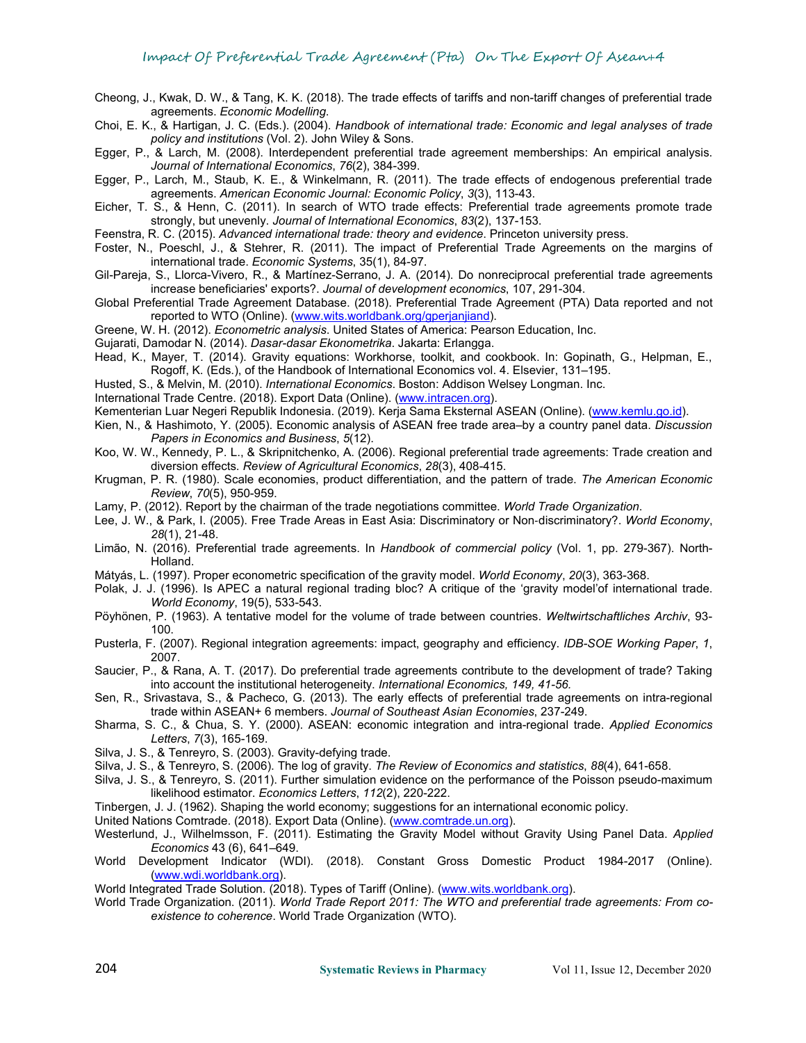Cheong, J., Kwak, D. W., & Tang, K. K. (2018). The trade effects of tariffs and non-tariff changes of preferential trade agreements. *Economic Modelling*.

Choi, E. K., & Hartigan, J. C. (Eds.). (2004). *Handbook of international trade: Economic and legal analyses of trade policy and institutions* (Vol. 2). John Wiley & Sons.

Egger, P., & Larch, M. (2008). Interdependent preferential trade agreement memberships: An empirical analysis. *Journal of International Economics*, *76*(2), 384-399.

Egger, P., Larch, M., Staub, K. E., & Winkelmann, R. (2011). The trade effects of endogenous preferential trade agreements. *American Economic Journal: Economic Policy*, *3*(3), 113-43.

Eicher, T. S., & Henn, C. (2011). In search of WTO trade effects: Preferential trade agreements promote trade strongly, but unevenly. *Journal of International Economics*, *83*(2), 137-153.

Feenstra, R. C. (2015). *Advanced international trade: theory and evidence*. Princeton university press.

Foster, N., Poeschl, J., & Stehrer, R. (2011). The impact of Preferential Trade Agreements on the margins of international trade. *Economic Systems*, 35(1), 84-97.

Gil-Pareja, S., Llorca-Vivero, R., & Martínez-Serrano, J. A. (2014). Do nonreciprocal preferential trade agreements increase beneficiaries' exports?. *Journal of development economics*, 107, 291-304.

Global Preferential Trade Agreement Database. (2018). Preferential Trade Agreement (PTA) Data reported and not reported to WTO (Online). (www.wits.worldbank.org/gperjanjiand).

Greene, W. H. (2012). *Econometric analysis*. United States of America: Pearson Education, Inc.

Gujarati, Damodar N. (2014). *Dasar-dasar Ekonometrika*. Jakarta: Erlangga.

Head, K., Mayer, T. (2014). Gravity equations: Workhorse, toolkit, and cookbook. In: Gopinath, G., Helpman, E., Rogoff, K. (Eds.), of the Handbook of International Economics vol. 4. Elsevier, 131–195.

Husted, S., & Melvin, M. (2010). *International Economics*. Boston: Addison Welsey Longman. Inc.

International Trade Centre. (2018). Export Data (Online). (www.intracen.org).

Kementerian Luar Negeri Republik Indonesia. (2019). Kerja Sama Eksternal ASEAN (Online). (www.kemlu.go.id).

Kien, N., & Hashimoto, Y. (2005). Economic analysis of ASEAN free trade area–by a country panel data. *Discussion Papers in Economics and Business*, *5*(12).

Koo, W. W., Kennedy, P. L., & Skripnitchenko, A. (2006). Regional preferential trade agreements: Trade creation and diversion effects. *Review of Agricultural Economics*, *28*(3), 408-415.

Krugman, P. R. (1980). Scale economies, product differentiation, and the pattern of trade. *The American Economic Review*, *70*(5), 950-959.

Lamy, P. (2012). Report by the chairman of the trade negotiations committee. *World Trade Organization*.

Lee, J. W., & Park, I. (2005). Free Trade Areas in East Asia: Discriminatory or Non‐discriminatory?. *World Economy*, *28*(1), 21-48.

Limão, N. (2016). Preferential trade agreements. In *Handbook of commercial policy* (Vol. 1, pp. 279-367). North-Holland.

Mátyás, L. (1997). Proper econometric specification of the gravity model. *World Economy*, *20*(3), 363-368.

Polak, J. J. (1996). Is APEC a natural regional trading bloc? A critique of the 'gravity model'of international trade. *World Economy*, 19(5), 533-543.

Pöyhönen, P. (1963). A tentative model for the volume of trade between countries. *Weltwirtschaftliches Archiv*, 93-100.

Pusterla, F. (2007). Regional integration agreements: impact, geography and efficiency. *IDB-SOE Working Paper*, *1*, 2007.

Saucier, P., & Rana, A. T. (2017). Do preferential trade agreements contribute to the development of trade? Taking into account the institutional heterogeneity. *International Economics, 149, 41-56.*

Sen, R., Srivastava, S., & Pacheco, G. (2013). The early effects of preferential trade agreements on intra-regional trade within ASEAN+ 6 members. *Journal of Southeast Asian Economies*, 237-249.

Sharma, S. C., & Chua, S. Y. (2000). ASEAN: economic integration and intra-regional trade. *Applied Economics Letters*, *7*(3), 165-169.

Silva, J. S., & Tenreyro, S. (2003). Gravity-defying trade.

Silva, J. S., & Tenreyro, S. (2006). The log of gravity. *The Review of Economics and statistics*, *88*(4), 641-658.

Silva, J. S., & Tenreyro, S. (2011). Further simulation evidence on the performance of the Poisson pseudo-maximum likelihood estimator. *Economics Letters*, *112*(2), 220-222.

Tinbergen, J. J. (1962). Shaping the world economy; suggestions for an international economic policy.

United Nations Comtrade. (2018). Export Data (Online). (www.comtrade.un.org).

Westerlund, J., Wilhelmsson, F. (2011). Estimating the Gravity Model without Gravity Using Panel Data. *Applied Economics* 43 (6), 641–649.

World Development Indicator (WDI). (2018). Constant Gross Domestic Product 1984-2017 (Online). (www.wdi.worldbank.org).

World Integrated Trade Solution. (2018). Types of Tariff (Online). (www.wits.worldbank.org).

World Trade Organization. (2011). *World Trade Report 2011: The WTO and preferential trade agreements: From co-existence to coherence*. World Trade Organization (WTO).